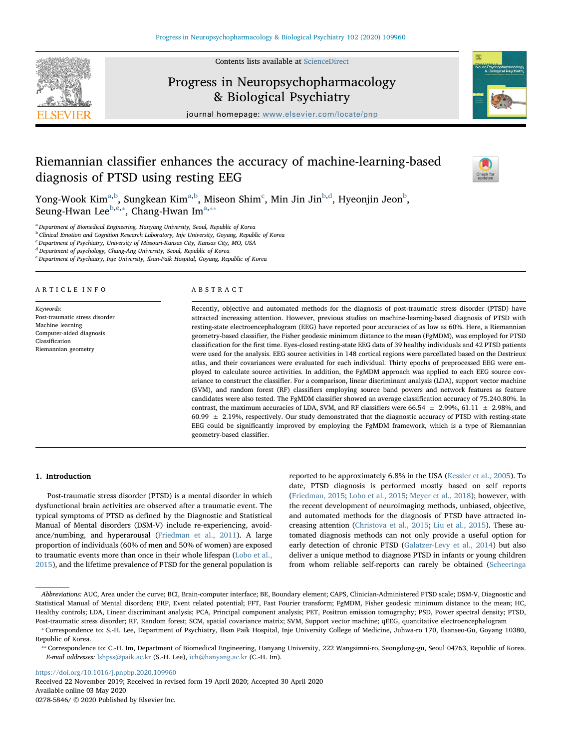# Riemannian classifier enhances the accuracy of machine-learning-based diagnosis of PTSD using resting EEG

Yong-Wook Kim[a,b], Sungkean Kim[a,b], Miseon Shim[c], Min Jin Jin[b,d], Hyeonjin Jeon[b], Seung-Hwan Lee[b,e,*], Chang-Hwan Im[a,**]

[a] Department of Biomedical Engineering, Hanyang University, Seoul, Republic of Korea
[b] Clinical Emotion and Cognition Research Laboratory, Inje University, Goyang, Republic of Korea
[c] Department of Psychiatry, University of Missouri-Kansas City, Kansas City, MO, USA
[d] Department of psychology, Chung-Ang University, Seoul, Republic of Korea
[e] Department of Psychiatry, Inje University, Ilsan-Paik Hospital, Goyang, Republic of Korea

## ARTICLE INFO

*Keywords:*
Post-traumatic stress disorder
Machine learning
Computer-aided diagnosis
Classification
Riemannian geometry

## ABSTRACT

Recently, objective and automated methods for the diagnosis of post-traumatic stress disorder (PTSD) have attracted increasing attention. However, previous studies on machine-learning-based diagnosis of PTSD with resting-state electroencephalogram (EEG) have reported poor accuracies of as low as 60%. Here, a Riemannian geometry-based classifier, the Fisher geodesic minimum distance to the mean (FgMDM), was employed for PTSD classification for the first time. Eyes-closed resting-state EEG data of 39 healthy individuals and 42 PTSD patients were used for the analysis. EEG source activities in 148 cortical regions were parcellated based on the Destrieux atlas, and their covariances were evaluated for each individual. Thirty epochs of preprocessed EEG were employed to calculate source activities. In addition, the FgMDM approach was applied to each EEG source covariance to construct the classifier. For a comparison, linear discriminant analysis (LDA), support vector machine (SVM), and random forest (RF) classifiers employing source band powers and network features as feature candidates were also tested. The FgMDM classifier showed an average classification accuracy of 75.240.80%. In contrast, the maximum accuracies of LDA, SVM, and RF classifiers were 66.54 ± 2.99%, 61.11 ± 2.98%, and 60.99 ± 2.19%, respectively. Our study demonstrated that the diagnostic accuracy of PTSD with resting-state EEG could be significantly improved by employing the FgMDM framework, which is a type of Riemannian geometry-based classifier.

## 1. Introduction

Post-traumatic stress disorder (PTSD) is a mental disorder in which dysfunctional brain activities are observed after a traumatic event. The typical symptoms of PTSD as defined by the Diagnostic and Statistical Manual of Mental disorders (DSM-V) include re-experiencing, avoidance/numbing, and hyperarousal (Friedman et al., 2011). A large proportion of individuals (60% of men and 50% of women) are exposed to traumatic events more than once in their whole lifespan (Lobo et al., 2015), and the lifetime prevalence of PTSD for the general population is reported to be approximately 6.8% in the USA (Kessler et al., 2005). To date, PTSD diagnosis is performed mostly based on self reports (Friedman, 2015; Lobo et al., 2015; Meyer et al., 2018); however, with the recent development of neuroimaging methods, unbiased, objective, and automated methods for the diagnosis of PTSD have attracted increasing attention (Christova et al., 2015; Liu et al., 2015). These automated diagnosis methods can not only provide a useful option for early detection of chronic PTSD (Galatzer-Levy et al., 2014) but also deliver a unique method to diagnose PTSD in infants or young children from whom reliable self-reports can rarely be obtained (Scheeringa

---

*Abbreviations:* AUC, Area under the curve; BCI, Brain-computer interface; BE, Boundary element; CAPS, Clinician-Administered PTSD scale; DSM-V, Diagnostic and Statistical Manual of Mental disorders; ERP, Event related potential; FFT, Fast Fourier transform; FgMDM, Fisher geodesic minimum distance to the mean; HC, Healthy controls; LDA, Linear discriminant analysis; PCA, Principal component analysis; PET, Positron emission tomography; PSD, Power spectral density; PTSD, Post-traumatic stress disorder; RF, Random forest; SCM, spatial covariance matrix; SVM, Support vector machine; qEEG, quantitative electroencephalogram

* Correspondence to: S.-H. Lee, Department of Psychiatry, Ilsan Paik Hospital, Inje University College of Medicine, Juhwa-ro 170, Ilsanseo-Gu, Goyang 10380, Republic of Korea.

** Correspondence to: C.-H. Im, Department of Biomedical Engineering, Hanyang University, 222 Wangsimni-ro, Seongdong-gu, Seoul 04763, Republic of Korea.
*E-mail addresses:* lshpss@paik.ac.kr (S.-H. Lee), ich@hanyang.ac.kr (C.-H. Im).

https://doi.org/10.1016/j.pnpbp.2020.109960
Received 22 November 2019; Received in revised form 19 April 2020; Accepted 30 April 2020
Available online 03 May 2020
0278-5846/ © 2020 Published by Elsevier Inc.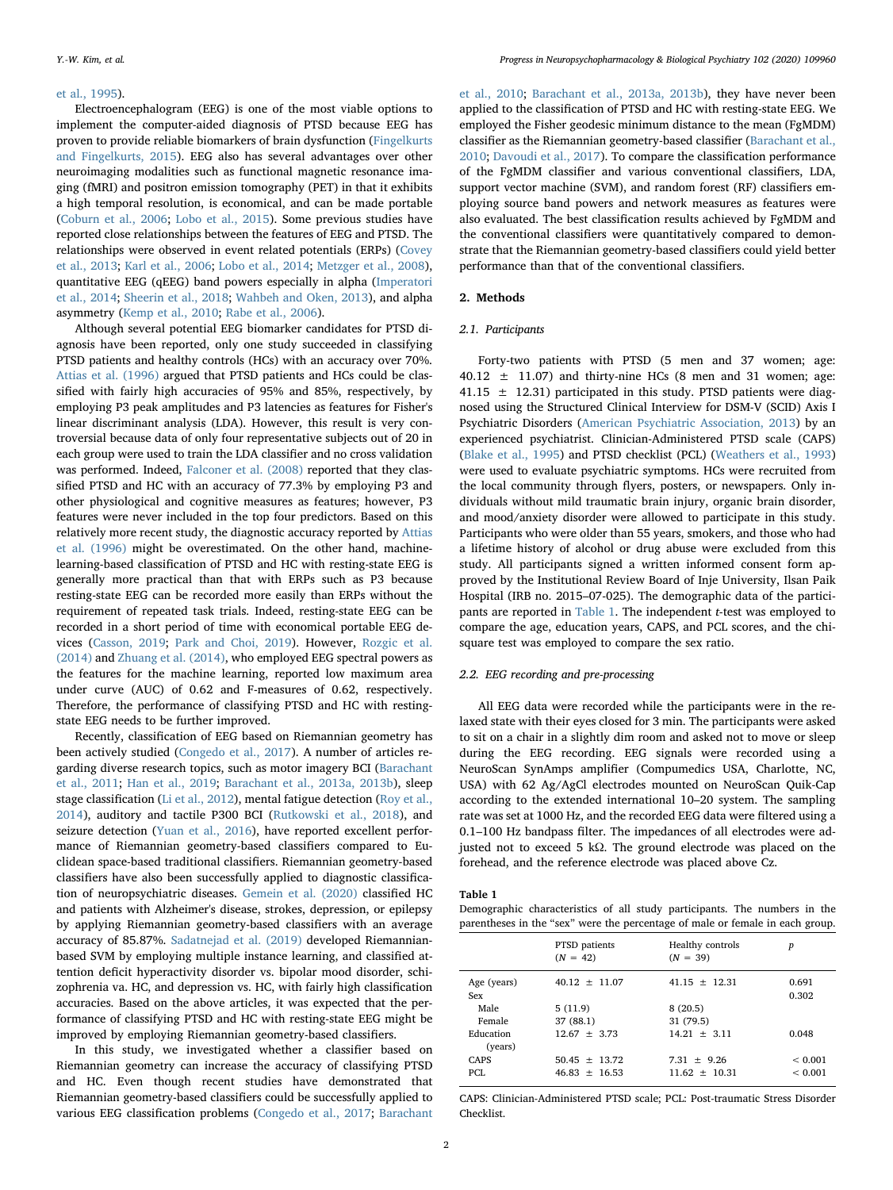et al., 1995).

Electroencephalogram (EEG) is one of the most viable options to implement the computer-aided diagnosis of PTSD because EEG has proven to provide reliable biomarkers of brain dysfunction (Fingelkurts and Fingelkurts, 2015). EEG also has several advantages over other neuroimaging modalities such as functional magnetic resonance imaging (fMRI) and positron emission tomography (PET) in that it exhibits a high temporal resolution, is economical, and can be made portable (Coburn et al., 2006; Lobo et al., 2015). Some previous studies have reported close relationships between the features of EEG and PTSD. The relationships were observed in event related potentials (ERPs) (Covey et al., 2013; Karl et al., 2006; Lobo et al., 2014; Metzger et al., 2008), quantitative EEG (qEEG) band powers especially in alpha (Imperatori et al., 2014; Sheerin et al., 2018; Wahbeh and Oken, 2013), and alpha asymmetry (Kemp et al., 2010; Rabe et al., 2006).

Although several potential EEG biomarker candidates for PTSD diagnosis have been reported, only one study succeeded in classifying PTSD patients and healthy controls (HCs) with an accuracy over 70%. Attias et al. (1996) argued that PTSD patients and HCs could be classified with fairly high accuracies of 95% and 85%, respectively, by employing P3 peak amplitudes and P3 latencies as features for Fisher's linear discriminant analysis (LDA). However, this result is very controversial because data of only four representative subjects out of 20 in each group were used to train the LDA classifier and no cross validation was performed. Indeed, Falconer et al. (2008) reported that they classified PTSD and HC with an accuracy of 77.3% by employing P3 and other physiological and cognitive measures as features; however, P3 features were never included in the top four predictors. Based on this relatively more recent study, the diagnostic accuracy reported by Attias et al. (1996) might be overestimated. On the other hand, machine-learning-based classification of PTSD and HC with resting-state EEG is generally more practical than that with ERPs such as P3 because resting-state EEG can be recorded more easily than ERPs without the requirement of repeated task trials. Indeed, resting-state EEG can be recorded in a short period of time with economical portable EEG devices (Casson, 2019; Park and Choi, 2019). However, Rozgic et al. (2014) and Zhuang et al. (2014), who employed EEG spectral powers as the features for the machine learning, reported low maximum area under curve (AUC) of 0.62 and F-measures of 0.62, respectively. Therefore, the performance of classifying PTSD and HC with resting-state EEG needs to be further improved.

Recently, classification of EEG based on Riemannian geometry has been actively studied (Congedo et al., 2017). A number of articles regarding diverse research topics, such as motor imagery BCI (Barachant et al., 2011; Han et al., 2019; Barachant et al., 2013a, 2013b), sleep stage classification (Li et al., 2012), mental fatigue detection (Roy et al., 2014), auditory and tactile P300 BCI (Rutkowski et al., 2018), and seizure detection (Yuan et al., 2016), have reported excellent performance of Riemannian geometry-based classifiers compared to Euclidean space-based traditional classifiers. Riemannian geometry-based classifiers have also been successfully applied to diagnostic classification of neuropsychiatric diseases. Gemein et al. (2020) classified HC and patients with Alzheimer's disease, strokes, depression, or epilepsy by applying Riemannian geometry-based classifiers with an average accuracy of 85.87%. Sadatnejad et al. (2019) developed Riemannian-based SVM by employing multiple instance learning, and classified attention deficit hyperactivity disorder vs. bipolar mood disorder, schizophrenia va. HC, and depression vs. HC, with fairly high classification accuracies. Based on the above articles, it was expected that the performance of classifying PTSD and HC with resting-state EEG might be improved by employing Riemannian geometry-based classifiers.

In this study, we investigated whether a classifier based on Riemannian geometry can increase the accuracy of classifying PTSD and HC. Even though recent studies have demonstrated that Riemannian geometry-based classifiers could be successfully applied to various EEG classification problems (Congedo et al., 2017; Barachant et al., 2010; Barachant et al., 2013a, 2013b), they have never been applied to the classification of PTSD and HC with resting-state EEG. We employed the Fisher geodesic minimum distance to the mean (FgMDM) classifier as the Riemannian geometry-based classifier (Barachant et al., 2010; Davoudi et al., 2017). To compare the classification performance of the FgMDM classifier and various conventional classifiers, LDA, support vector machine (SVM), and random forest (RF) classifiers employing source band powers and network measures as features were also evaluated. The best classification results achieved by FgMDM and the conventional classifiers were quantitatively compared to demonstrate that the Riemannian geometry-based classifiers could yield better performance than that of the conventional classifiers.

## 2. Methods

### 2.1. Participants

Forty-two patients with PTSD (5 men and 37 women; age: 40.12 ± 11.07) and thirty-nine HCs (8 men and 31 women; age: 41.15 ± 12.31) participated in this study. PTSD patients were diagnosed using the Structured Clinical Interview for DSM-V (SCID) Axis I Psychiatric Disorders (American Psychiatric Association, 2013) by an experienced psychiatrist. Clinician-Administered PTSD scale (CAPS) (Blake et al., 1995) and PTSD checklist (PCL) (Weathers et al., 1993) were used to evaluate psychiatric symptoms. HCs were recruited from the local community through flyers, posters, or newspapers. Only individuals without mild traumatic brain injury, organic brain disorder, and mood/anxiety disorder were allowed to participate in this study. Participants who were older than 55 years, smokers, and those who had a lifetime history of alcohol or drug abuse were excluded from this study. All participants signed a written informed consent form approved by the Institutional Review Board of Inje University, Ilsan Paik Hospital (IRB no. 2015–07-025). The demographic data of the participants are reported in Table 1. The independent t-test was employed to compare the age, education years, CAPS, and PCL scores, and the chi-square test was employed to compare the sex ratio.

### 2.2. EEG recording and pre-processing

All EEG data were recorded while the participants were in the relaxed state with their eyes closed for 3 min. The participants were asked to sit on a chair in a slightly dim room and asked not to move or sleep during the EEG recording. EEG signals were recorded using a NeuroScan SynAmps amplifier (Compumedics USA, Charlotte, NC, USA) with 62 Ag/AgCl electrodes mounted on NeuroScan Quik-Cap according to the extended international 10–20 system. The sampling rate was set at 1000 Hz, and the recorded EEG data were filtered using a 0.1–100 Hz bandpass filter. The impedances of all electrodes were adjusted not to exceed 5 kΩ. The ground electrode was placed on the forehead, and the reference electrode was placed above Cz.

**Table 1**
Demographic characteristics of all study participants. The numbers in the parentheses in the "sex" were the percentage of male or female in each group.

| | PTSD patients ($N$ = 42) | Healthy controls ($N$ = 39) | $p$ |
|---|---|---|---|
| Age (years) | 40.12 ± 11.07 | 41.15 ± 12.31 | 0.691 |
| Sex | | | 0.302 |
| Male | 5 (11.9) | 8 (20.5) | |
| Female | 37 (88.1) | 31 (79.5) | |
| Education (years) | 12.67 ± 3.73 | 14.21 ± 3.11 | 0.048 |
| CAPS | 50.45 ± 13.72 | 7.31 ± 9.26 | < 0.001 |
| PCL | 46.83 ± 16.53 | 11.62 ± 10.31 | < 0.001 |

CAPS: Clinician-Administered PTSD scale; PCL: Post-traumatic Stress Disorder Checklist.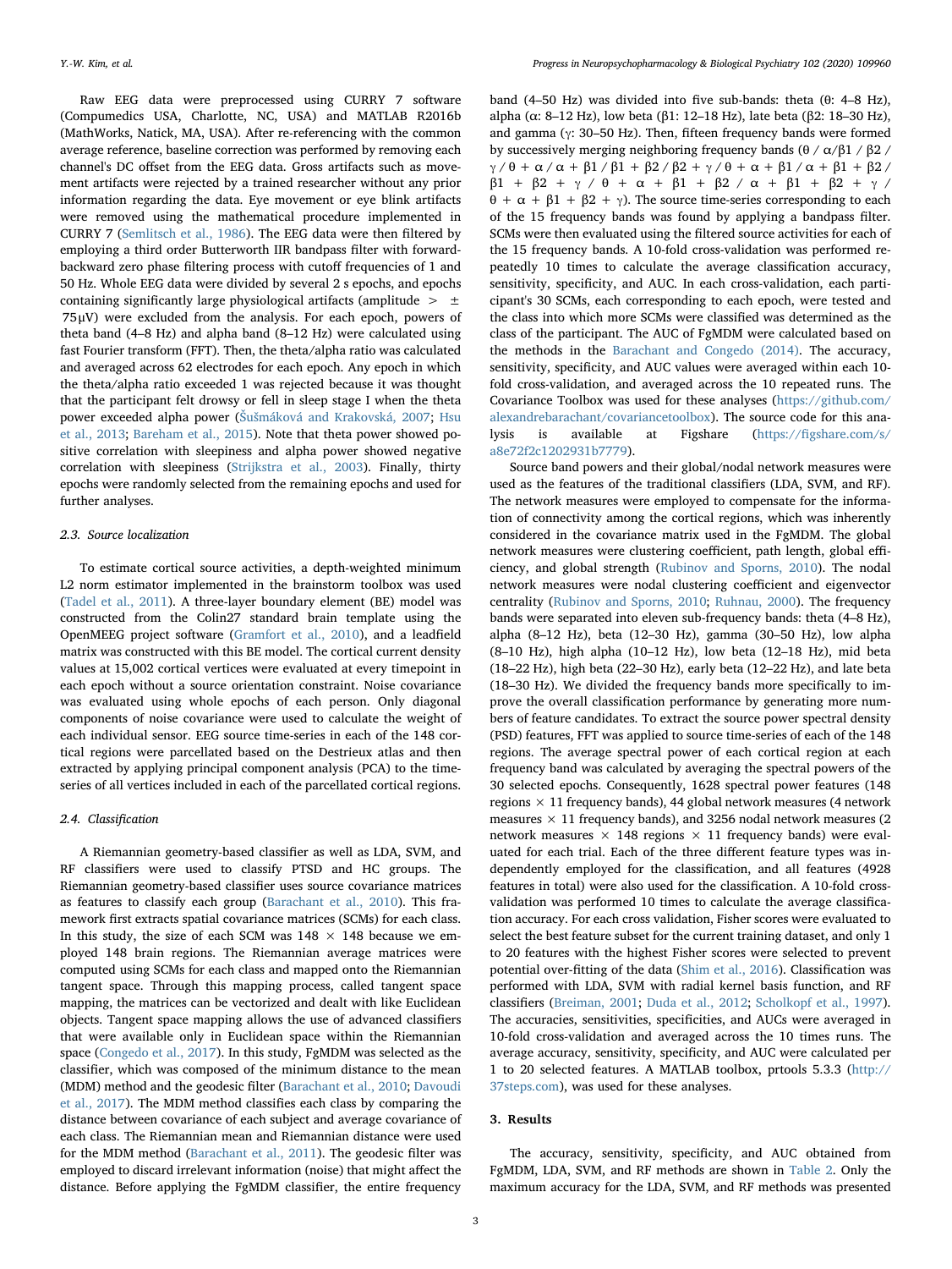Raw EEG data were preprocessed using CURRY 7 software (Compumedics USA, Charlotte, NC, USA) and MATLAB R2016b (MathWorks, Natick, MA, USA). After re-referencing with the common average reference, baseline correction was performed by removing each channel's DC offset from the EEG data. Gross artifacts such as movement artifacts were rejected by a trained researcher without any prior information regarding the data. Eye movement or eye blink artifacts were removed using the mathematical procedure implemented in CURRY 7 (Semlitsch et al., 1986). The EEG data were then filtered by employing a third order Butterworth IIR bandpass filter with forward-backward zero phase filtering process with cutoff frequencies of 1 and 50 Hz. Whole EEG data were divided by several 2 s epochs, and epochs containing significantly large physiological artifacts (amplitude $> \pm 75\mu V$) were excluded from the analysis. For each epoch, powers of theta band (4–8 Hz) and alpha band (8–12 Hz) were calculated using fast Fourier transform (FFT). Then, the theta/alpha ratio was calculated and averaged across 62 electrodes for each epoch. Any epoch in which the theta/alpha ratio exceeded 1 was rejected because it was thought that the participant felt drowsy or fell in sleep stage I when the theta power exceeded alpha power (Šušmáková and Krakovská, 2007; Hsu et al., 2013; Bareham et al., 2015). Note that theta power showed positive correlation with sleepiness and alpha power showed negative correlation with sleepiness (Strijkstra et al., 2003). Finally, thirty epochs were randomly selected from the remaining epochs and used for further analyses.

### 2.3. Source localization

To estimate cortical source activities, a depth-weighted minimum L2 norm estimator implemented in the brainstorm toolbox was used (Tadel et al., 2011). A three-layer boundary element (BE) model was constructed from the Colin27 standard brain template using the OpenMEEG project software (Gramfort et al., 2010), and a leadfield matrix was constructed with this BE model. The cortical current density values at 15,002 cortical vertices were evaluated at every timepoint in each epoch without a source orientation constraint. Noise covariance was evaluated using whole epochs of each person. Only diagonal components of noise covariance were used to calculate the weight of each individual sensor. EEG source time-series in each of the 148 cortical regions were parcellated based on the Destrieux atlas and then extracted by applying principal component analysis (PCA) to the time-series of all vertices included in each of the parcellated cortical regions.

### 2.4. Classification

A Riemannian geometry-based classifier as well as LDA, SVM, and RF classifiers were used to classify PTSD and HC groups. The Riemannian geometry-based classifier uses source covariance matrices as features to classify each group (Barachant et al., 2010). This framework first extracts spatial covariance matrices (SCMs) for each class. In this study, the size of each SCM was $148 \times 148$ because we employed 148 brain regions. The Riemannian average matrices were computed using SCMs for each class and mapped onto the Riemannian tangent space. Through this mapping process, called tangent space mapping, the matrices can be vectorized and dealt with like Euclidean objects. Tangent space mapping allows the use of advanced classifiers that were available only in Euclidean space within the Riemannian space (Congedo et al., 2017). In this study, FgMDM was selected as the classifier, which was composed of the minimum distance to the mean (MDM) method and the geodesic filter (Barachant et al., 2010; Davoudi et al., 2017). The MDM method classifies each class by comparing the distance between covariance of each subject and average covariance of each class. The Riemannian mean and Riemannian distance were used for the MDM method (Barachant et al., 2011). The geodesic filter was employed to discard irrelevant information (noise) that might affect the distance. Before applying the FgMDM classifier, the entire frequency band (4–50 Hz) was divided into five sub-bands: theta (θ: 4–8 Hz), alpha (α: 8–12 Hz), low beta (β1: 12–18 Hz), late beta (β2: 18–30 Hz), and gamma (γ: 30–50 Hz). Then, fifteen frequency bands were formed by successively merging neighboring frequency bands (θ / α/β1 / β2 / γ / θ + α / α + β1 / β1 + β2 / β2 + γ / θ + α + β1 / α + β1 + β2 / β1 + β2 + γ / θ + α + β1 + β2 / α + β1 + β2 + γ / θ + α + β1 + β2 + γ). The source time-series corresponding to each of the 15 frequency bands was found by applying a bandpass filter. SCMs were then evaluated using the filtered source activities for each of the 15 frequency bands. A 10-fold cross-validation was performed repeatedly 10 times to calculate the average classification accuracy, sensitivity, specificity, and AUC. In each cross-validation, each participant's 30 SCMs, each corresponding to each epoch, were tested and the class into which more SCMs were classified was determined as the class of the participant. The AUC of FgMDM were calculated based on the methods in the Barachant and Congedo (2014). The accuracy, sensitivity, specificity, and AUC values were averaged within each 10-fold cross-validation, and averaged across the 10 repeated runs. The Covariance Toolbox was used for these analyses (https://github.com/alexandrebarachant/covariancetoolbox). The source code for this analysis is available at Figshare (https://figshare.com/s/a8e72f2c1202931b7779).

Source band powers and their global/nodal network measures were used as the features of the traditional classifiers (LDA, SVM, and RF). The network measures were employed to compensate for the information of connectivity among the cortical regions, which was inherently considered in the covariance matrix used in the FgMDM. The global network measures were clustering coefficient, path length, global efficiency, and global strength (Rubinov and Sporns, 2010). The nodal network measures were nodal clustering coefficient and eigenvector centrality (Rubinov and Sporns, 2010; Ruhnau, 2000). The frequency bands were separated into eleven sub-frequency bands: theta (4–8 Hz), alpha (8–12 Hz), beta (12–30 Hz), gamma (30–50 Hz), low alpha (8–10 Hz), high alpha (10–12 Hz), low beta (12–18 Hz), mid beta (18–22 Hz), high beta (22–30 Hz), early beta (12–22 Hz), and late beta (18–30 Hz). We divided the frequency bands more specifically to improve the overall classification performance by generating more numbers of feature candidates. To extract the source power spectral density (PSD) features, FFT was applied to source time-series of each of the 148 regions. The average spectral power of each cortical region at each frequency band was calculated by averaging the spectral powers of the 30 selected epochs. Consequently, 1628 spectral power features (148 regions $\times$ 11 frequency bands), 44 global network measures (4 network measures $\times$ 11 frequency bands), and 3256 nodal network measures (2 network measures $\times$ 148 regions $\times$ 11 frequency bands) were evaluated for each trial. Each of the three different feature types was independently employed for the classification, and all features (4928 features in total) were also used for the classification. A 10-fold cross-validation was performed 10 times to calculate the average classification accuracy. For each cross validation, Fisher scores were evaluated to select the best feature subset for the current training dataset, and only 1 to 20 features with the highest Fisher scores were selected to prevent potential over-fitting of the data (Shim et al., 2016). Classification was performed with LDA, SVM with radial kernel basis function, and RF classifiers (Breiman, 2001; Duda et al., 2012; Scholkopf et al., 1997). The accuracies, sensitivities, specificities, and AUCs were averaged in 10-fold cross-validation and averaged across the 10 times runs. The average accuracy, sensitivity, specificity, and AUC were calculated per 1 to 20 selected features. A MATLAB toolbox, prtools 5.3.3 (http://37steps.com), was used for these analyses.

## 3. Results

The accuracy, sensitivity, specificity, and AUC obtained from FgMDM, LDA, SVM, and RF methods are shown in Table 2. Only the maximum accuracy for the LDA, SVM, and RF methods was presented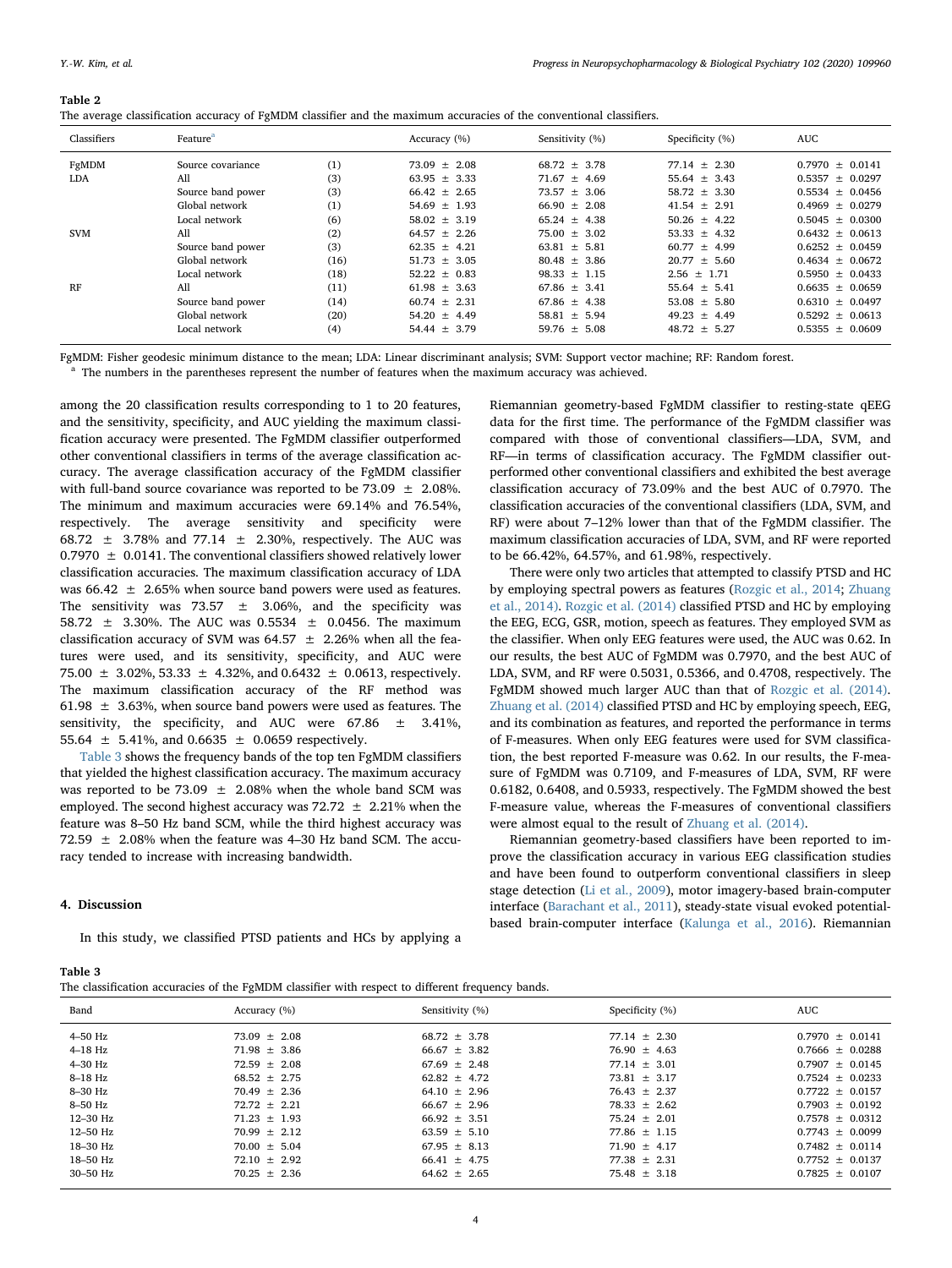**Table 2**
The average classification accuracy of FgMDM classifier and the maximum accuracies of the conventional classifiers.

| Classifiers | Feature[a] | | Accuracy (%) | Sensitivity (%) | Specificity (%) | AUC |
|---|---|---|---|---|---|---|
| FgMDM | Source covariance | (1) | 73.09 ± 2.08 | 68.72 ± 3.78 | 77.14 ± 2.30 | 0.7970 ± 0.0141 |
| LDA | All | (3) | 63.95 ± 3.33 | 71.67 ± 4.69 | 55.64 ± 3.43 | 0.5357 ± 0.0297 |
| | Source band power | (3) | 66.42 ± 2.65 | 73.57 ± 3.06 | 58.72 ± 3.30 | 0.5534 ± 0.0456 |
| | Global network | (1) | 54.69 ± 1.93 | 66.90 ± 2.08 | 41.54 ± 2.91 | 0.4969 ± 0.0279 |
| | Local network | (6) | 58.02 ± 3.19 | 65.24 ± 4.38 | 50.26 ± 4.22 | 0.5045 ± 0.0300 |
| SVM | All | (2) | 64.57 ± 2.26 | 75.00 ± 3.02 | 53.33 ± 4.32 | 0.6432 ± 0.0613 |
| | Source band power | (3) | 62.35 ± 4.21 | 63.81 ± 5.81 | 60.77 ± 4.99 | 0.6252 ± 0.0459 |
| | Global network | (16) | 51.73 ± 3.05 | 80.48 ± 3.86 | 20.77 ± 5.60 | 0.4634 ± 0.0672 |
| | Local network | (18) | 52.22 ± 0.83 | 98.33 ± 1.15 | 2.56 ± 1.71 | 0.5950 ± 0.0433 |
| RF | All | (11) | 61.98 ± 3.63 | 67.86 ± 3.41 | 55.64 ± 5.41 | 0.6635 ± 0.0659 |
| | Source band power | (14) | 60.74 ± 2.31 | 67.86 ± 4.38 | 53.08 ± 5.80 | 0.6310 ± 0.0497 |
| | Global network | (20) | 54.20 ± 4.49 | 58.81 ± 5.94 | 49.23 ± 4.49 | 0.5292 ± 0.0613 |
| | Local network | (4) | 54.44 ± 3.79 | 59.76 ± 5.08 | 48.72 ± 5.27 | 0.5355 ± 0.0609 |

FgMDM: Fisher geodesic minimum distance to the mean; LDA: Linear discriminant analysis; SVM: Support vector machine; RF: Random forest.
[a] The numbers in the parentheses represent the number of features when the maximum accuracy was achieved.

among the 20 classification results corresponding to 1 to 20 features, and the sensitivity, specificity, and AUC yielding the maximum classification accuracy were presented. The FgMDM classifier outperformed other conventional classifiers in terms of the average classification accuracy. The average classification accuracy of the FgMDM classifier with full-band source covariance was reported to be 73.09 ± 2.08%. The minimum and maximum accuracies were 69.14% and 76.54%, respectively. The average sensitivity and specificity were 68.72 ± 3.78% and 77.14 ± 2.30%, respectively. The AUC was 0.7970 ± 0.0141. The conventional classifiers showed relatively lower classification accuracies. The maximum classification accuracy of LDA was 66.42 ± 2.65% when source band powers were used as features. The sensitivity was 73.57 ± 3.06%, and the specificity was 58.72 ± 3.30%. The AUC was 0.5534 ± 0.0456. The maximum classification accuracy of SVM was 64.57 ± 2.26% when all the features were used, and its sensitivity, specificity, and AUC were 75.00 ± 3.02%, 53.33 ± 4.32%, and 0.6432 ± 0.0613, respectively. The maximum classification accuracy of the RF method was 61.98 ± 3.63%, when source band powers were used as features. The sensitivity, the specificity, and AUC were 67.86 ± 3.41%, 55.64 ± 5.41%, and 0.6635 ± 0.0659 respectively.

Table 3 shows the frequency bands of the top ten FgMDM classifiers that yielded the highest classification accuracy. The maximum accuracy was reported to be 73.09 ± 2.08% when the whole band SCM was employed. The second highest accuracy was 72.72 ± 2.21% when the feature was 8–50 Hz band SCM, while the third highest accuracy was 72.59 ± 2.08% when the feature was 4–30 Hz band SCM. The accuracy tended to increase with increasing bandwidth.

## 4. Discussion

In this study, we classified PTSD patients and HCs by applying a Riemannian geometry-based FgMDM classifier to resting-state qEEG data for the first time. The performance of the FgMDM classifier was compared with those of conventional classifiers—LDA, SVM, and RF—in terms of classification accuracy. The FgMDM classifier outperformed other conventional classifiers and exhibited the best average classification accuracy of 73.09% and the best AUC of 0.7970. The classification accuracies of the conventional classifiers (LDA, SVM, and RF) were about 7–12% lower than that of the FgMDM classifier. The maximum classification accuracies of LDA, SVM, and RF were reported to be 66.42%, 64.57%, and 61.98%, respectively.

There were only two articles that attempted to classify PTSD and HC by employing spectral powers as features (Rozgic et al., 2014; Zhuang et al., 2014). Rozgic et al. (2014) classified PTSD and HC by employing the EEG, ECG, GSR, motion, speech as features. They employed SVM as the classifier. When only EEG features were used, the AUC was 0.62. In our results, the best AUC of FgMDM was 0.7970, and the best AUC of LDA, SVM, and RF were 0.5031, 0.5366, and 0.4708, respectively. The FgMDM showed much larger AUC than that of Rozgic et al. (2014). Zhuang et al. (2014) classified PTSD and HC by employing speech, EEG, and its combination as features, and reported the performance in terms of F-measures. When only EEG features were used for SVM classification, the best reported F-measure was 0.62. In our results, the F-measure of FgMDM was 0.7109, and F-measures of LDA, SVM, RF were 0.6182, 0.6408, and 0.5933, respectively. The FgMDM showed the best F-measure value, whereas the F-measures of conventional classifiers were almost equal to the result of Zhuang et al. (2014).

Riemannian geometry-based classifiers have been reported to improve the classification accuracy in various EEG classification studies and have been found to outperform conventional classifiers in sleep stage detection (Li et al., 2009), motor imagery-based brain-computer interface (Barachant et al., 2011), steady-state visual evoked potential-based brain-computer interface (Kalunga et al., 2016). Riemannian

**Table 3**
The classification accuracies of the FgMDM classifier with respect to different frequency bands.

| Band | Accuracy (%) | Sensitivity (%) | Specificity (%) | AUC |
|---|---|---|---|---|
| 4–50 Hz | 73.09 ± 2.08 | 68.72 ± 3.78 | 77.14 ± 2.30 | 0.7970 ± 0.0141 |
| 4–18 Hz | 71.98 ± 3.86 | 66.67 ± 3.82 | 76.90 ± 4.63 | 0.7666 ± 0.0288 |
| 4–30 Hz | 72.59 ± 2.08 | 67.69 ± 2.48 | 77.14 ± 3.01 | 0.7907 ± 0.0145 |
| 8–18 Hz | 68.52 ± 2.75 | 62.82 ± 4.72 | 73.81 ± 3.17 | 0.7524 ± 0.0233 |
| 8–30 Hz | 70.49 ± 2.36 | 64.10 ± 2.96 | 76.43 ± 2.37 | 0.7722 ± 0.0157 |
| 8–50 Hz | 72.72 ± 2.21 | 66.67 ± 2.96 | 78.33 ± 2.62 | 0.7903 ± 0.0192 |
| 12–30 Hz | 71.23 ± 1.93 | 66.92 ± 3.51 | 75.24 ± 2.01 | 0.7578 ± 0.0312 |
| 12–50 Hz | 70.99 ± 2.12 | 63.59 ± 5.10 | 77.86 ± 1.15 | 0.7743 ± 0.0099 |
| 18–30 Hz | 70.00 ± 5.04 | 67.95 ± 8.13 | 71.90 ± 4.17 | 0.7482 ± 0.0114 |
| 18–50 Hz | 72.10 ± 2.92 | 66.41 ± 4.75 | 77.38 ± 2.31 | 0.7752 ± 0.0137 |
| 30–50 Hz | 70.25 ± 2.36 | 64.62 ± 2.65 | 75.48 ± 3.18 | 0.7825 ± 0.0107 |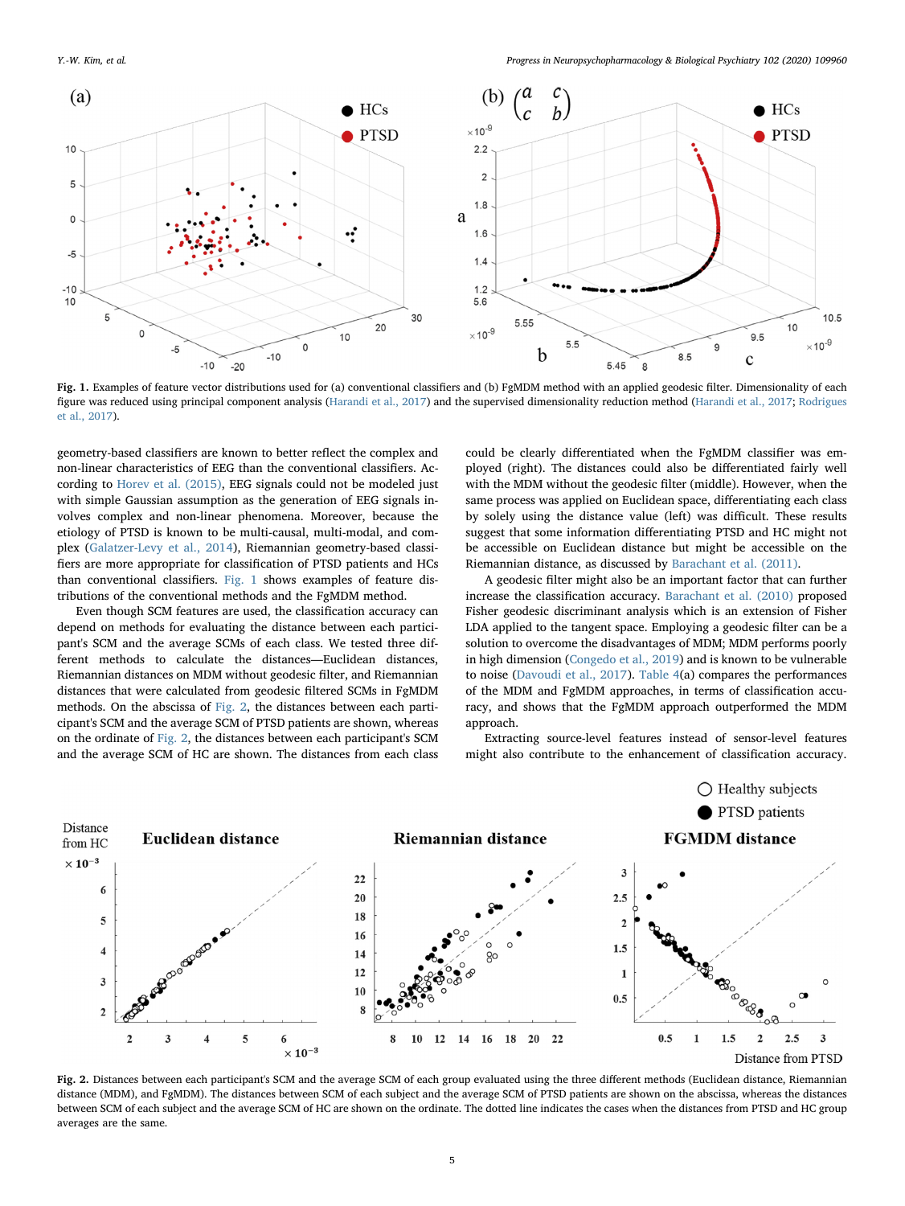Fig. 1. Examples of feature vector distributions used for (a) conventional classifiers and (b) FgMDM method with an applied geodesic filter. Dimensionality of each figure was reduced using principal component analysis (Harandi et al., 2017) and the supervised dimensionality reduction method (Harandi et al., 2017; Rodrigues et al., 2017).

geometry-based classifiers are known to better reflect the complex and non-linear characteristics of EEG than the conventional classifiers. According to Horev et al. (2015), EEG signals could not be modeled just with simple Gaussian assumption as the generation of EEG signals involves complex and non-linear phenomena. Moreover, because the etiology of PTSD is known to be multi-causal, multi-modal, and complex (Galatzer-Levy et al., 2014), Riemannian geometry-based classifiers are more appropriate for classification of PTSD patients and HCs than conventional classifiers. Fig. 1 shows examples of feature distributions of the conventional methods and the FgMDM method.

Even though SCM features are used, the classification accuracy can depend on methods for evaluating the distance between each participant's SCM and the average SCMs of each class. We tested three different methods to calculate the distances—Euclidean distances, Riemannian distances on MDM without geodesic filter, and Riemannian distances that were calculated from geodesic filtered SCMs in FgMDM methods. On the abscissa of Fig. 2, the distances between each participant's SCM and the average SCM of PTSD patients are shown, whereas on the ordinate of Fig. 2, the distances between each participant's SCM and the average SCM of HC are shown. The distances from each class could be clearly differentiated when the FgMDM classifier was employed (right). The distances could also be differentiated fairly well with the MDM without the geodesic filter (middle). However, when the same process was applied on Euclidean space, differentiating each class by solely using the distance value (left) was difficult. These results suggest that some information differentiating PTSD and HC might not be accessible on Euclidean distance but might be accessible on the Riemannian distance, as discussed by Barachant et al. (2011).

A geodesic filter might also be an important factor that can further increase the classification accuracy. Barachant et al. (2010) proposed Fisher geodesic discriminant analysis which is an extension of Fisher LDA applied to the tangent space. Employing a geodesic filter can be a solution to overcome the disadvantages of MDM; MDM performs poorly in high dimension (Congedo et al., 2019) and is known to be vulnerable to noise (Davoudi et al., 2017). Table 4(a) compares the performances of the MDM and FgMDM approaches, in terms of classification accuracy, and shows that the FgMDM approach outperformed the MDM approach.

Extracting source-level features instead of sensor-level features might also contribute to the enhancement of classification accuracy.

Fig. 2. Distances between each participant's SCM and the average SCM of each group evaluated using the three different methods (Euclidean distance, Riemannian distance (MDM), and FgMDM). The distances between SCM of each subject and the average SCM of PTSD patients are shown on the abscissa, whereas the distances between SCM of each subject and the average SCM of HC are shown on the ordinate. The dotted line indicates the cases when the distances from PTSD and HC group averages are the same.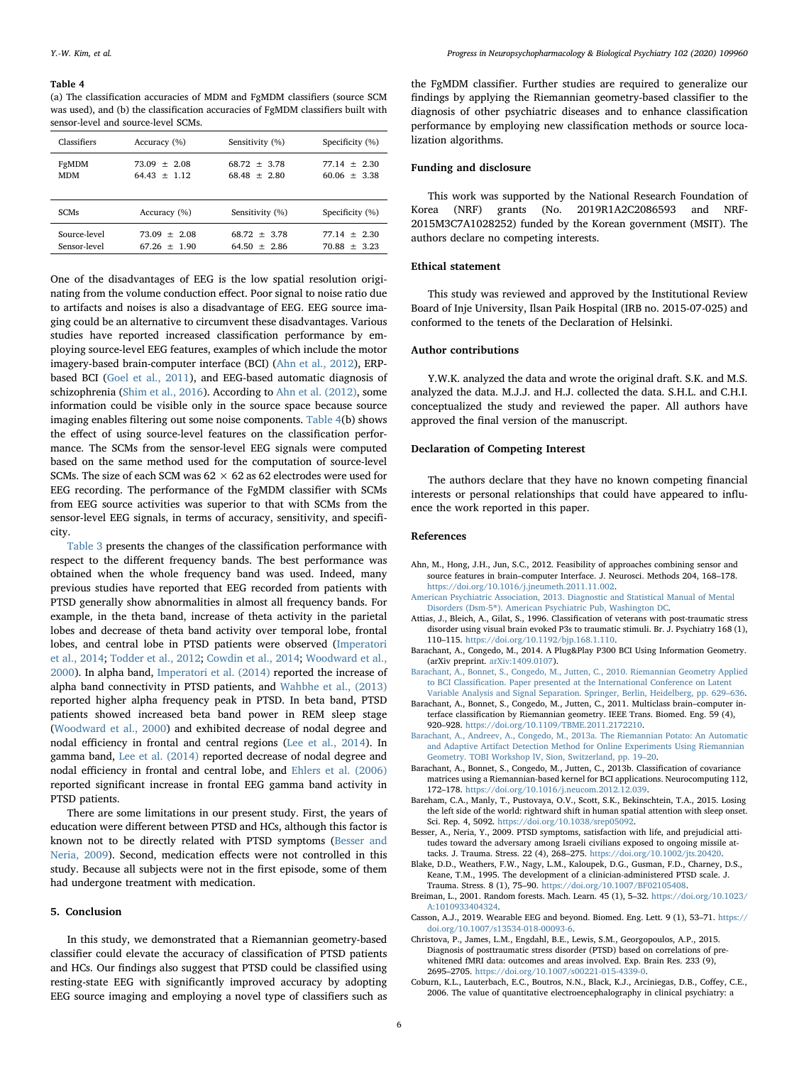**Table 4**
(a) The classification accuracies of MDM and FgMDM classifiers (source SCM was used), and (b) the classification accuracies of FgMDM classifiers built with sensor-level and source-level SCMs.

| Classifiers | Accuracy (%) | Sensitivity (%) | Specificity (%) |
|---|---|---|---|
| FgMDM | 73.09 ± 2.08 | 68.72 ± 3.78 | 77.14 ± 2.30 |
| MDM | 64.43 ± 1.12 | 68.48 ± 2.80 | 60.06 ± 3.38 |

| SCMs | Accuracy (%) | Sensitivity (%) | Specificity (%) |
|---|---|---|---|
| Source-level | 73.09 ± 2.08 | 68.72 ± 3.78 | 77.14 ± 2.30 |
| Sensor-level | 67.26 ± 1.90 | 64.50 ± 2.86 | 70.88 ± 3.23 |

One of the disadvantages of EEG is the low spatial resolution originating from the volume conduction effect. Poor signal to noise ratio due to artifacts and noises is also a disadvantage of EEG. EEG source imaging could be an alternative to circumvent these disadvantages. Various studies have reported increased classification performance by employing source-level EEG features, examples of which include the motor imagery-based brain-computer interface (BCI) (Ahn et al., 2012), ERP-based BCI (Goel et al., 2011), and EEG-based automatic diagnosis of schizophrenia (Shim et al., 2016). According to Ahn et al. (2012), some information could be visible only in the source space because source imaging enables filtering out some noise components. Table 4(b) shows the effect of using source-level features on the classification performance. The SCMs from the sensor-level EEG signals were computed based on the same method used for the computation of source-level SCMs. The size of each SCM was $62 \times 62$ as 62 electrodes were used for EEG recording. The performance of the FgMDM classifier with SCMs from EEG source activities was superior to that with SCMs from the sensor-level EEG signals, in terms of accuracy, sensitivity, and specificity.

Table 3 presents the changes of the classification performance with respect to the different frequency bands. The best performance was obtained when the whole frequency band was used. Indeed, many previous studies have reported that EEG recorded from patients with PTSD generally show abnormalities in almost all frequency bands. For example, in the theta band, increase of theta activity in the parietal lobes and decrease of theta band activity over temporal lobe, frontal lobes, and central lobe in PTSD patients were observed (Imperatori et al., 2014; Todder et al., 2012; Cowdin et al., 2014; Woodward et al., 2000). In alpha band, Imperatori et al. (2014) reported the increase of alpha band connectivity in PTSD patients, and Wahbhe et al., (2013) reported higher alpha frequency peak in PTSD. In beta band, PTSD patients showed increased beta band power in REM sleep stage (Woodward et al., 2000) and exhibited decrease of nodal degree and nodal efficiency in frontal and central regions (Lee et al., 2014). In gamma band, Lee et al. (2014) reported decrease of nodal degree and nodal efficiency in frontal and central lobe, and Ehlers et al. (2006) reported significant increase in frontal EEG gamma band activity in PTSD patients.

There are some limitations in our present study. First, the years of education were different between PTSD and HCs, although this factor is known not to be directly related with PTSD symptoms (Besser and Neria, 2009). Second, medication effects were not controlled in this study. Because all subjects were not in the first episode, some of them had undergone treatment with medication.

## 5. Conclusion

In this study, we demonstrated that a Riemannian geometry-based classifier could elevate the accuracy of classification of PTSD patients and HCs. Our findings also suggest that PTSD could be classified using resting-state EEG with significantly improved accuracy by adopting EEG source imaging and employing a novel type of classifiers such as the FgMDM classifier. Further studies are required to generalize our findings by applying the Riemannian geometry-based classifier to the diagnosis of other psychiatric diseases and to enhance classification performance by employing new classification methods or source localization algorithms.

### Funding and disclosure

This work was supported by the National Research Foundation of Korea (NRF) grants (No. 2019R1A2C2086593 and NRF-2015M3C7A1028252) funded by the Korean government (MSIT). The authors declare no competing interests.

### Ethical statement

This study was reviewed and approved by the Institutional Review Board of Inje University, Ilsan Paik Hospital (IRB no. 2015-07-025) and conformed to the tenets of the Declaration of Helsinki.

### Author contributions

Y.W.K. analyzed the data and wrote the original draft. S.K. and M.S. analyzed the data. M.J.J. and H.J. collected the data. S.H.L. and C.H.I. conceptualized the study and reviewed the paper. All authors have approved the final version of the manuscript.

### Declaration of Competing Interest

The authors declare that they have no known competing financial interests or personal relationships that could have appeared to influence the work reported in this paper.

### References

Ahn, M., Hong, J.H., Jun, S.C., 2012. Feasibility of approaches combining sensor and source features in brain–computer Interface. J. Neurosci. Methods 204, 168–178. https://doi.org/10.1016/j.jneumeth.2011.11.002.

American Psychiatric Association, 2013. Diagnostic and Statistical Manual of Mental Disorders (Dsm-5*). American Psychiatric Pub, Washington DC.

Attias, J., Bleich, A., Gilat, S., 1996. Classification of veterans with post-traumatic stress disorder using visual brain evoked P3s to traumatic stimuli. Br. J. Psychiatry 168 (1), 110–115. https://doi.org/10.1192/bjp.168.1.110.

Barachant, A., Congedo, M., 2014. A Plug&Play P300 BCI Using Information Geometry. (arXiv preprint. arXiv:1409.0107).

Barachant, A., Bonnet, S., Congedo, M., Jutten, C., 2010. Riemannian Geometry Applied to BCI Classification. Paper presented at the International Conference on Latent Variable Analysis and Signal Separation. Springer, Berlin, Heidelberg, pp. 629–636.

Barachant, A., Bonnet, S., Congedo, M., Jutten, C., 2011. Multiclass brain–computer interface classification by Riemannian geometry. IEEE Trans. Biomed. Eng. 59 (4), 920–928. https://doi.org/10.1109/TBME.2011.2172210.

Barachant, A., Andreev, A., Congedo, M., 2013a. The Riemannian Potato: An Automatic and Adaptive Artifact Detection Method for Online Experiments Using Riemannian Geometry. TOBI Workshop lV, Sion, Switzerland, pp. 19–20.

Barachant, A., Bonnet, S., Congedo, M., Jutten, C., 2013b. Classification of covariance matrices using a Riemannian-based kernel for BCI applications. Neurocomputing 112, 172–178. https://doi.org/10.1016/j.neucom.2012.12.039.

Bareham, C.A., Manly, T., Pustovaya, O.V., Scott, S.K., Bekinschtein, T.A., 2015. Losing the left side of the world: rightward shift in human spatial attention with sleep onset. Sci. Rep. 4, 5092. https://doi.org/10.1038/srep05092.

Besser, A., Neria, Y., 2009. PTSD symptoms, satisfaction with life, and prejudicial attitudes toward the adversary among Israeli civilians exposed to ongoing missile attacks. J. Trauma. Stress. 22 (4), 268–275. https://doi.org/10.1002/jts.20420.

Blake, D.D., Weathers, F.W., Nagy, L.M., Kaloupek, D.G., Gusman, F.D., Charney, D.S., Keane, T.M., 1995. The development of a clinician-administered PTSD scale. J. Trauma. Stress. 8 (1), 75–90. https://doi.org/10.1007/BF02105408.

Breiman, L., 2001. Random forests. Mach. Learn. 45 (1), 5–32. https://doi.org/10.1023/A:1010933404324.

Casson, A.J., 2019. Wearable EEG and beyond. Biomed. Eng. Lett. 9 (1), 53–71. https://doi.org/10.1007/s13534-018-00093-6.

Christova, P., James, L.M., Engdahl, B.E., Lewis, S.M., Georgopoulos, A.P., 2015. Diagnosis of posttraumatic stress disorder (PTSD) based on correlations of prewhitened fMRI data: outcomes and areas involved. Exp. Brain Res. 233 (9), 2695–2705. https://doi.org/10.1007/s00221-015-4339-0.

Coburn, K.L., Lauterbach, E.C., Boutros, N.N., Black, K.J., Arciniegas, D.B., Coffey, C.E., 2006. The value of quantitative electroencephalography in clinical psychiatry: a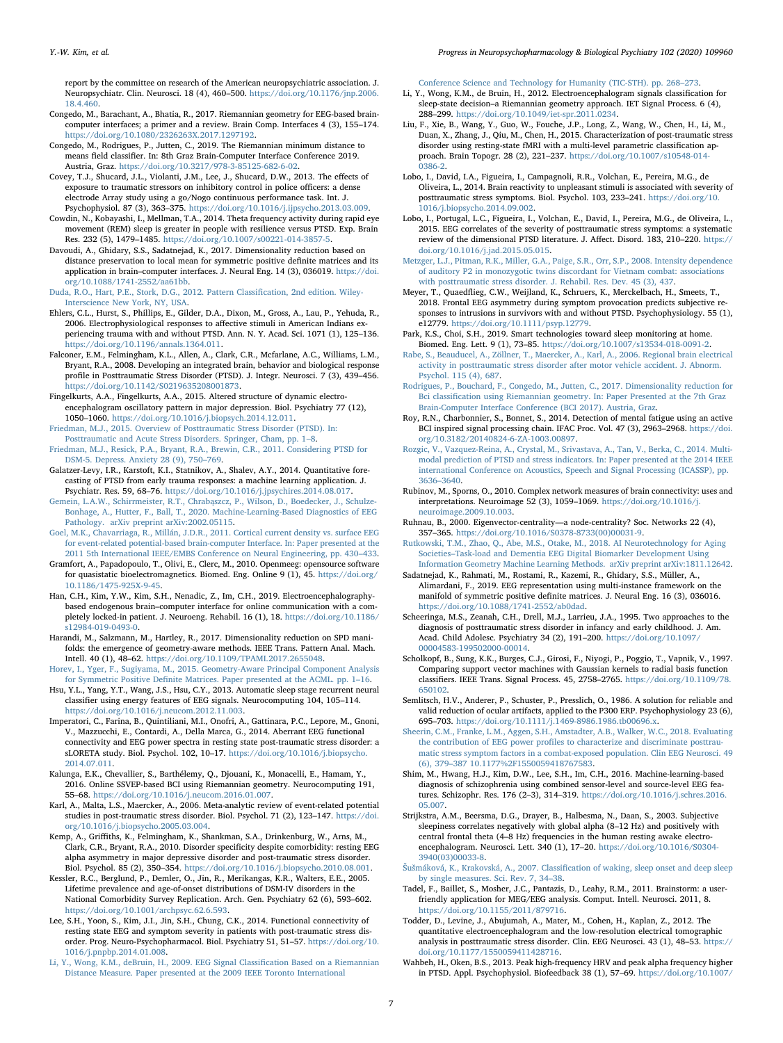report by the committee on research of the American neuropsychiatric association. J. Neuropsychiatr. Clin. Neurosci. 18 (4), 460–500. https://doi.org/10.1176/jnp.2006.18.4.460.

Congedo, M., Barachant, A., Bhatia, R., 2017. Riemannian geometry for EEG-based brain-computer interfaces; a primer and a review. Brain Comp. Interfaces 4 (3), 155–174. https://doi.org/10.1080/2326263X.2017.1297192.

Congedo, M., Rodrigues, P., Jutten, C., 2019. The Riemannian minimum distance to means field classifier. In: 8th Graz Brain-Computer Interface Conference 2019. Austria, Graz. https://doi.org/10.3217/978-3-85125-682-6-02.

Covey, T.J., Shucard, J.L., Violanti, J.M., Lee, J., Shucard, D.W., 2013. The effects of exposure to traumatic stressors on inhibitory control in police officers: a dense electrode Array study using a go/Nogo continuous performance task. Int. J. Psychophysiol. 87 (3), 363–375. https://doi.org/10.1016/j.ijpsycho.2013.03.009.

Cowdin, N., Kobayashi, I., Mellman, T.A., 2014. Theta frequency activity during rapid eye movement (REM) sleep is greater in people with resilience versus PTSD. Exp. Brain Res. 232 (5), 1479–1485. https://doi.org/10.1007/s00221-014-3857-5.

Davoudi, A., Ghidary, S.S., Sadatnejad, K., 2017. Dimensionality reduction based on distance preservation to local mean for symmetric positive definite matrices and its application in brain–computer interfaces. J. Neural Eng. 14 (3), 036019. https://doi.org/10.1088/1741-2552/aa61bb.

Duda, R.O., Hart, P.E., Stork, D.G., 2012. Pattern Classification, 2nd edition. Wiley-Interscience New York, NY, USA.

Ehlers, C.L., Hurst, S., Phillips, E., Gilder, D.A., Dixon, M., Gross, A., Lau, P., Yehuda, R., 2006. Electrophysiological responses to affective stimuli in American Indians experiencing trauma with and without PTSD. Ann. N. Y. Acad. Sci. 1071 (1), 125–136. https://doi.org/10.1196/annals.1364.011.

Falconer, E.M., Felmingham, K.L., Allen, A., Clark, C.R., Mcfarlane, A.C., Williams, L.M., Bryant, R.A., 2008. Developing an integrated brain, behavior and biological response profile in Posttraumatic Stress Disorder (PTSD). J. Integr. Neurosci. 7 (3), 439–456. https://doi.org/10.1142/S0219635208001873.

Fingelkurts, A.A., Fingelkurts, A.A., 2015. Altered structure of dynamic electroencephalogram oscillatory pattern in major depression. Biol. Psychiatry 77 (12), 1050–1060. https://doi.org/10.1016/j.biopsych.2014.12.011.

Friedman, M.J., 2015. Overview of Posttraumatic Stress Disorder (PTSD). In: Posttraumatic and Acute Stress Disorders. Springer, Cham, pp. 1–8.

Friedman, M.J., Resick, P.A., Bryant, R.A., Brewin, C.R., 2011. Considering PTSD for DSM-5. Depress. Anxiety 28 (9), 750–769.

Galatzer-Levy, I.R., Karstoft, K.I., Statnikov, A., Shalev, A.Y., 2014. Quantitative forecasting of PTSD from early trauma responses: a machine learning application. J. Psychiatr. Res. 59, 68–76. https://doi.org/10.1016/j.jpsychires.2014.08.017.

Gemein, L.A.W., Schirrmeister, R.T., Chrabąszcz, P., Wilson, D., Boedecker, J., Schulze-Bonhage, A., Hutter, F., Ball, T., 2020. Machine-Learning-Based Diagnostics of EEG Pathology. arXiv preprint arXiv:2002.05115.

Goel, M.K., Chavarriaga, R., Millán, J.D.R., 2011. Cortical current density vs. surface EEG for event-related potential-based brain-computer Interface. In: Paper presented at the 2011 5th International IEEE/EMBS Conference on Neural Engineering, pp. 430–433.

Gramfort, A., Papadopoulo, T., Olivi, E., Clerc, M., 2010. Openmeeg: opensource software for quasistatic bioelectromagnetics. Biomed. Eng. Online 9 (1), 45. https://doi.org/10.1186/1475-925X-9-45.

Han, C.H., Kim, Y.W., Kim, S.H., Nenadic, Z., Im, C.H., 2019. Electroencephalography-based endogenous brain–computer interface for online communication with a completely locked-in patient. J. Neuroeng. Rehabil. 16 (1), 18. https://doi.org/10.1186/s12984-019-0493-0.

Harandi, M., Salzmann, M., Hartley, R., 2017. Dimensionality reduction on SPD manifolds: the emergence of geometry-aware methods. IEEE Trans. Pattern Anal. Mach. Intell. 40 (1), 48–62. https://doi.org/10.1109/TPAMI.2017.2655048.

Horev, I., Yger, F., Sugiyama, M., 2015. Geometry-Aware Principal Component Analysis for Symmetric Positive Definite Matrices. Paper presented at the ACML. pp. 1–16.

Hsu, Y.L., Yang, Y.T., Wang, J.S., Hsu, C.Y., 2013. Automatic sleep stage recurrent neural classifier using energy features of EEG signals. Neurocomputing 104, 105–114. https://doi.org/10.1016/j.neucom.2012.11.003.

Imperatori, C., Farina, B., Quintiliani, M.I., Onofri, A., Gattinara, P.C., Lepore, M., Gnoni, V., Mazzucchi, E., Contardi, A., Della Marca, G., 2014. Aberrant EEG functional connectivity and EEG power spectra in resting state post-traumatic stress disorder: a sLORETA study. Biol. Psychol. 102, 10–17. https://doi.org/10.1016/j.biopsycho.2014.07.011.

Kalunga, E.K., Chevallier, S., Barthélemy, Q., Djouani, K., Monacelli, E., Hamam, Y., 2016. Online SSVEP-based BCI using Riemannian geometry. Neurocomputing 191, 55–68. https://doi.org/10.1016/j.neucom.2016.01.007.

Karl, A., Malta, L.S., Maercker, A., 2006. Meta-analytic review of event-related potential studies in post-traumatic stress disorder. Biol. Psychol. 71 (2), 123–147. https://doi.org/10.1016/j.biopsycho.2005.03.004.

Kemp, A., Griffiths, K., Felmingham, K., Shankman, S.A., Drinkenburg, W., Arns, M., Clark, C.R., Bryant, R.A., 2010. Disorder specificity despite comorbidity: resting EEG alpha asymmetry in major depressive disorder and post-traumatic stress disorder. Biol. Psychol. 85 (2), 350–354. https://doi.org/10.1016/j.biopsycho.2010.08.001.

Kessler, R.C., Berglund, P., Demler, O., Jin, R., Merikangas, K.R., Walters, E.E., 2005. Lifetime prevalence and age-of-onset distributions of DSM-IV disorders in the National Comorbidity Survey Replication. Arch. Gen. Psychiatry 62 (6), 593–602. https://doi.org/10.1001/archpsyc.62.6.593.

Lee, S.H., Yoon, S., Kim, J.I., Jin, S.H., Chung, C.K., 2014. Functional connectivity of resting state EEG and symptom severity in patients with post-traumatic stress disorder. Prog. Neuro-Psychopharmacol. Biol. Psychiatry 51, 51–57. https://doi.org/10.1016/j.pnpbp.2014.01.008.

Li, Y., Wong, K.M., deBruin, H., 2009. EEG Signal Classification Based on a Riemannian Distance Measure. Paper presented at the 2009 IEEE Toronto International Conference Science and Technology for Humanity (TIC-STH). pp. 268–273.

Li, Y., Wong, K.M., de Bruin, H., 2012. Electroencephalogram signals classification for sleep-state decision–a Riemannian geometry approach. IET Signal Process. 6 (4), 288–299. https://doi.org/10.1049/iet-spr.2011.0234.

Liu, F., Xie, B., Wang, Y., Guo, W., Fouche, J.P., Long, Z., Wang, W., Chen, H., Li, M., Duan, X., Zhang, J., Qiu, M., Chen, H., 2015. Characterization of post-traumatic stress disorder using resting-state fMRI with a multi-level parametric classification approach. Brain Topogr. 28 (2), 221–237. https://doi.org/10.1007/s10548-014-0386-2.

Lobo, I., David, I.A., Figueira, I., Campagnoli, R.R., Volchan, E., Pereira, M.G., de Oliveira, L., 2014. Brain reactivity to unpleasant stimuli is associated with severity of posttraumatic stress symptoms. Biol. Psychol. 103, 233–241. https://doi.org/10.1016/j.biopsycho.2014.09.002.

Lobo, I., Portugal, L.C., Figueira, I., Volchan, E., David, I., Pereira, M.G., de Oliveira, L., 2015. EEG correlates of the severity of posttraumatic stress symptoms: a systematic review of the dimensional PTSD literature. J. Affect. Disord. 183, 210–220. https://doi.org/10.1016/j.jad.2015.05.015.

Metzger, L.J., Pitman, R.K., Miller, G.A., Paige, S.R., Orr, S.P., 2008. Intensity dependence of auditory P2 in monozygotic twins discordant for Vietnam combat: associations with posttraumatic stress disorder. J. Rehabil. Res. Dev. 45 (3), 437.

Meyer, T., Quaedflieg, C.W., Weijland, K., Schruers, K., Merckelbach, H., Smeets, T., 2018. Frontal EEG asymmetry during symptom provocation predicts subjective responses to intrusions in survivors with and without PTSD. Psychophysiology. 55 (1), e12779. https://doi.org/10.1111/psyp.12779.

Park, K.S., Choi, S.H., 2019. Smart technologies toward sleep monitoring at home. Biomed. Eng. Lett. 9 (1), 73–85. https://doi.org/10.1007/s13534-018-0091-2.

Rabe, S., Beauducel, A., Zöllner, T., Maercker, A., Karl, A., 2006. Regional brain electrical activity in posttraumatic stress disorder after motor vehicle accident. J. Abnorm. Psychol. 115 (4), 687.

Rodrigues, P., Bouchard, F., Congedo, M., Jutten, C., 2017. Dimensionality reduction for Bci classification using Riemannian geometry. In: Paper Presented at the 7th Graz Brain-Computer Interface Conference (BCI 2017). Austria, Graz.

Roy, R.N., Charbonnier, S., Bonnet, S., 2014. Detection of mental fatigue using an active BCI inspired signal processing chain. IFAC Proc. Vol. 47 (3), 2963–2968. https://doi.org/10.3182/20140824-6-ZA-1003.00897.

Rozgic, V., Vazquez-Reina, A., Crystal, M., Srivastava, A., Tan, V., Berka, C., 2014. Multi-modal prediction of PTSD and stress indicators. In: Paper presented at the 2014 IEEE international Conference on Acoustics, Speech and Signal Processing (ICASSP), pp. 3636–3640.

Rubinov, M., Sporns, O., 2010. Complex network measures of brain connectivity: uses and interpretations. Neuroimage 52 (3), 1059–1069. https://doi.org/10.1016/j.neuroimage.2009.10.003.

Ruhnau, B., 2000. Eigenvector-centrality—a node-centrality? Soc. Networks 22 (4), 357–365. https://doi.org/10.1016/S0378-8733(00)00031-9.

Rutkowski, T.M., Zhao, Q., Abe, M.S., Otake, M., 2018. AI Neurotechnology for Aging Societies–Task-load and Dementia EEG Digital Biomarker Development Using Information Geometry Machine Learning Methods. arXiv preprint arXiv:1811.12642.

Sadatnejad, K., Rahmati, M., Rostami, R., Kazemi, R., Ghidary, S.S., Müller, A., Alimardani, F., 2019. EEG representation using multi-instance framework on the manifold of symmetric positive definite matrices. J. Neural Eng. 16 (3), 036016. https://doi.org/10.1088/1741-2552/ab0dad.

Scheeringa, M.S., Zeanah, C.H., Drell, M.J., Larrieu, J.A., 1995. Two approaches to the diagnosis of posttraumatic stress disorder in infancy and early childhood. J. Am. Acad. Child Adolesc. Psychiatry 34 (2), 191–200. https://doi.org/10.1097/00004583-199502000-00014.

Scholkopf, B., Sung, K.K., Burges, C.J., Girosi, F., Niyogi, P., Poggio, T., Vapnik, V., 1997. Comparing support vector machines with Gaussian kernels to radial basis function classifiers. IEEE Trans. Signal Process. 45, 2758–2765. https://doi.org/10.1109/78.650102.

Semlitsch, H.V., Anderer, P., Schuster, P., Presslich, O., 1986. A solution for reliable and valid reduction of ocular artifacts, applied to the P300 ERP. Psychophysiology 23 (6), 695–703. https://doi.org/10.1111/j.1469-8986.1986.tb00696.x.

Sheerin, C.M., Franke, L.M., Aggen, S.H., Amstadter, A.B., Walker, W.C., 2018. Evaluating the contribution of EEG power profiles to characterize and discriminate posttraumatic stress symptom factors in a combat-exposed population. Clin EEG Neurosci. 49 (6), 379–387 10.1177%2F1550059418767583.

Shim, M., Hwang, H.J., Kim, D.W., Lee, S.H., Im, C.H., 2016. Machine-learning-based diagnosis of schizophrenia using combined sensor-level and source-level EEG features. Schizophr. Res. 176 (2–3), 314–319. https://doi.org/10.1016/j.schres.2016.05.007.

Strijkstra, A.M., Beersma, D.G., Drayer, B., Halbesma, N., Daan, S., 2003. Subjective sleepiness correlates negatively with global alpha (8–12 Hz) and positively with central frontal theta (4–8 Hz) frequencies in the human resting awake electroencephalogram. Neurosci. Lett. 340 (1), 17–20. https://doi.org/10.1016/S0304-3940(03)00033-8.

Šušmáková, K., Krakovská, A., 2007. Classification of waking, sleep onset and deep sleep by single measures. Sci. Rev. 7, 34–38.

Tadel, F., Baillet, S., Mosher, J.C., Pantazis, D., Leahy, R.M., 2011. Brainstorm: a user-friendly application for MEG/EEG analysis. Comput. Intell. Neurosci. 2011, 8. https://doi.org/10.1155/2011/879716.

Todder, D., Levine, J., Abujumah, A., Mater, M., Cohen, H., Kaplan, Z., 2012. The quantitative electroencephalogram and the low-resolution electrical tomographic analysis in posttraumatic stress disorder. Clin. EEG Neurosci. 43 (1), 48–53. https://doi.org/10.1177/1550059411428716.

Wahbeh, H., Oken, B.S., 2013. Peak high-frequency HRV and peak alpha frequency higher in PTSD. Appl. Psychophysiol. Biofeedback 38 (1), 57–69. https://doi.org/10.1007/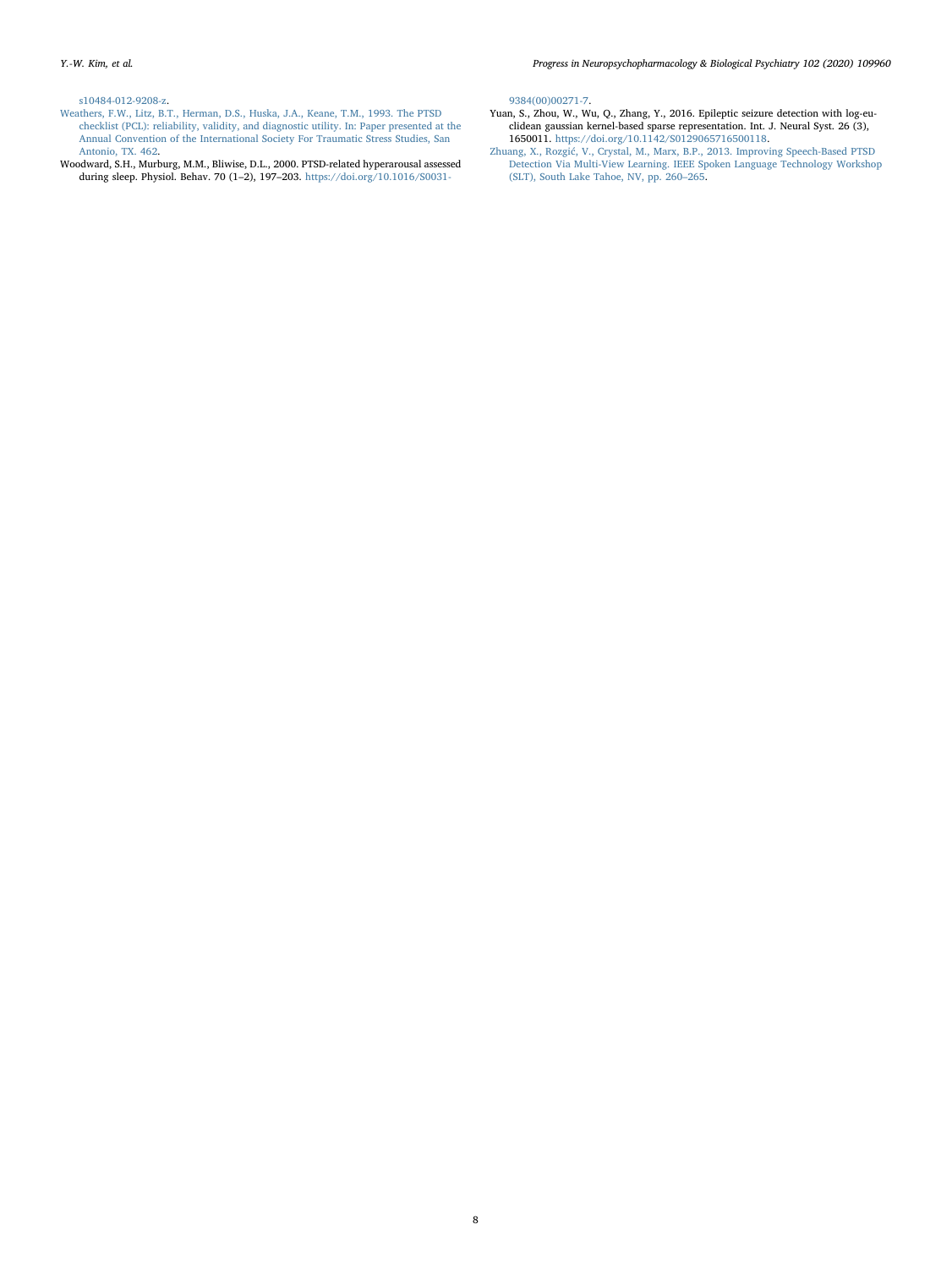s10484-012-9208-z.

Weathers, F.W., Litz, B.T., Herman, D.S., Huska, J.A., Keane, T.M., 1993. The PTSD checklist (PCL): reliability, validity, and diagnostic utility. In: Paper presented at the Annual Convention of the International Society For Traumatic Stress Studies, San Antonio, TX. 462.

Woodward, S.H., Murburg, M.M., Bliwise, D.L., 2000. PTSD-related hyperarousal assessed during sleep. Physiol. Behav. 70 (1–2), 197–203. https://doi.org/10.1016/S0031-9384(00)00271-7.

Yuan, S., Zhou, W., Wu, Q., Zhang, Y., 2016. Epileptic seizure detection with log-euclidean gaussian kernel-based sparse representation. Int. J. Neural Syst. 26 (3), 1650011. https://doi.org/10.1142/S0129065716500118.

Zhuang, X., Rozgić, V., Crystal, M., Marx, B.P., 2013. Improving Speech-Based PTSD Detection Via Multi-View Learning. IEEE Spoken Language Technology Workshop (SLT), South Lake Tahoe, NV, pp. 260–265.